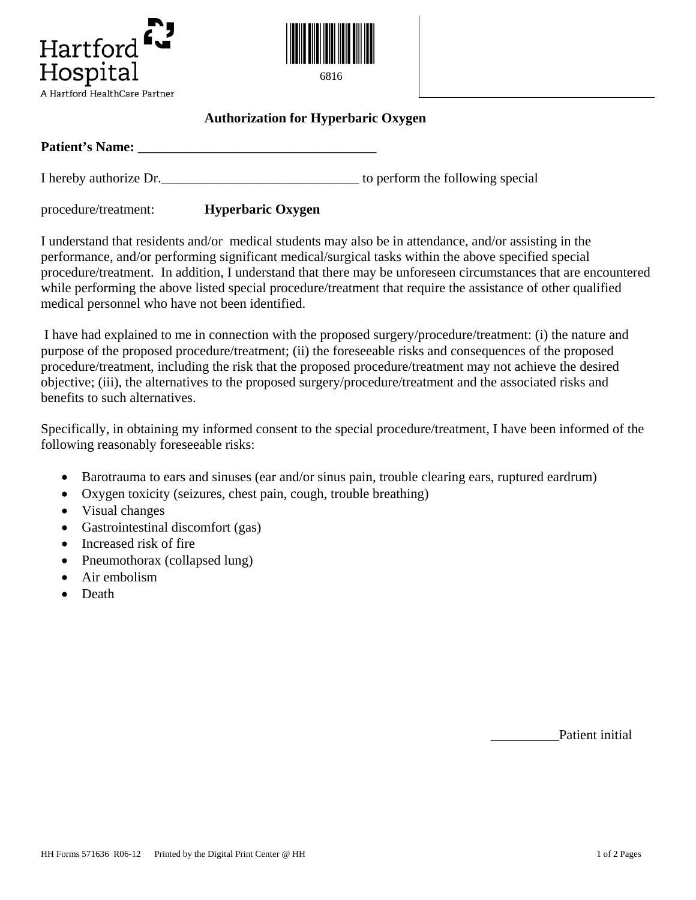Hartford Hospital
A Hartford HealthCare Partner

6816

## Authorization for Hyperbaric Oxygen

**Patient's Name: ___________________________________**

I hereby authorize Dr.____________________________ to perform the following special

procedure/treatment: **Hyperbaric Oxygen**

I understand that residents and/or medical students may also be in attendance, and/or assisting in the performance, and/or performing significant medical/surgical tasks within the above specified special procedure/treatment. In addition, I understand that there may be unforeseen circumstances that are encountered while performing the above listed special procedure/treatment that require the assistance of other qualified medical personnel who have not been identified.

I have had explained to me in connection with the proposed surgery/procedure/treatment: (i) the nature and purpose of the proposed procedure/treatment; (ii) the foreseeable risks and consequences of the proposed procedure/treatment, including the risk that the proposed procedure/treatment may not achieve the desired objective; (iii), the alternatives to the proposed surgery/procedure/treatment and the associated risks and benefits to such alternatives.

Specifically, in obtaining my informed consent to the special procedure/treatment, I have been informed of the following reasonably foreseeable risks:

- Barotrauma to ears and sinuses (ear and/or sinus pain, trouble clearing ears, ruptured eardrum)
- Oxygen toxicity (seizures, chest pain, cough, trouble breathing)
- Visual changes
- Gastrointestinal discomfort (gas)
- Increased risk of fire
- Pneumothorax (collapsed lung)
- Air embolism
- Death

__________Patient initial

HH Forms 571636 R06-12 Printed by the Digital Print Center @ HH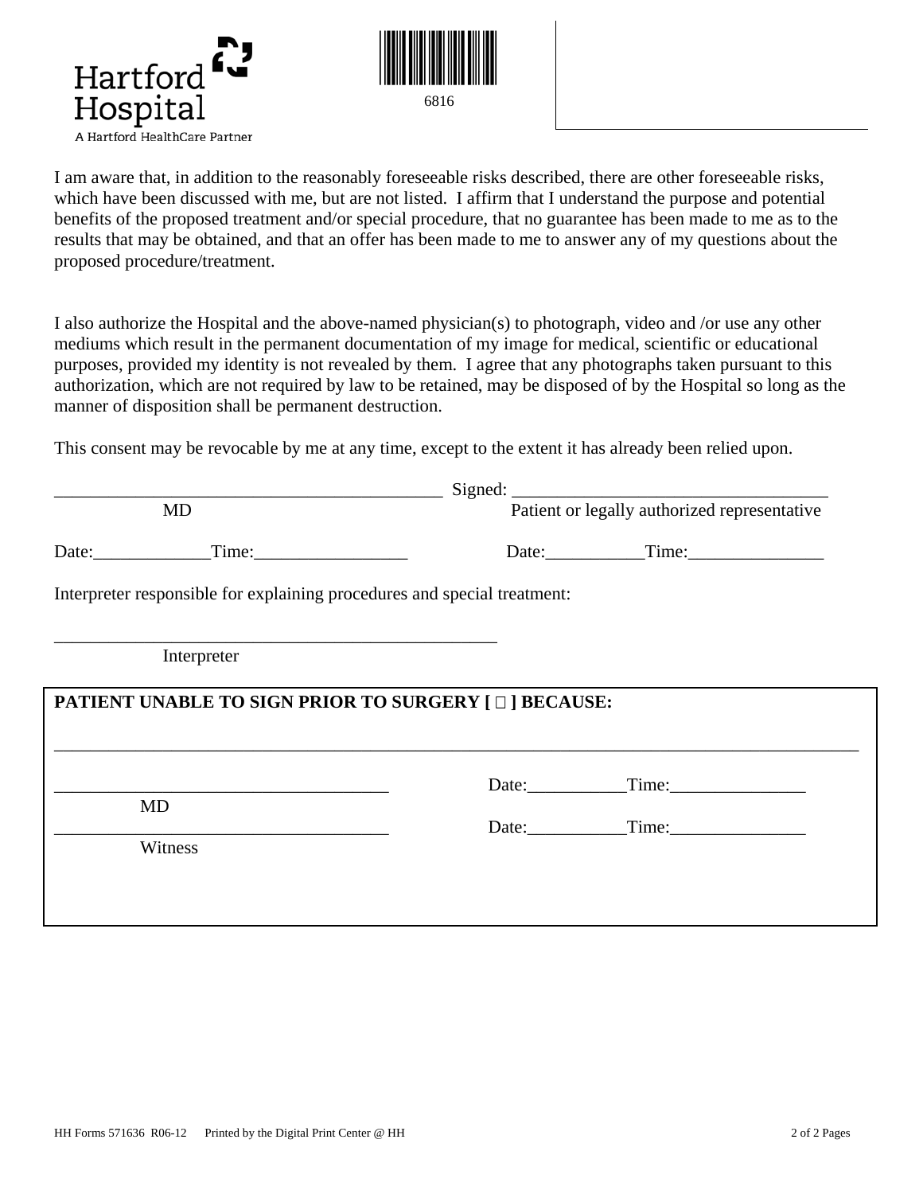Hartford Hospital
A Hartford HealthCare Partner

6816

I am aware that, in addition to the reasonably foreseeable risks described, there are other foreseeable risks, which have been discussed with me, but are not listed. I affirm that I understand the purpose and potential benefits of the proposed treatment and/or special procedure, that no guarantee has been made to me as to the results that may be obtained, and that an offer has been made to me to answer any of my questions about the proposed procedure/treatment.

I also authorize the Hospital and the above-named physician(s) to photograph, video and /or use any other mediums which result in the permanent documentation of my image for medical, scientific or educational purposes, provided my identity is not revealed by them. I agree that any photographs taken pursuant to this authorization, which are not required by law to be retained, may be disposed of by the Hospital so long as the manner of disposition shall be permanent destruction.

This consent may be revocable by me at any time, except to the extent it has already been relied upon.

_____________________________________________ Signed: ____________________________________

MD — Patient or legally authorized representative

Date:_____________Time:_________________ Date:___________Time:_______________

Interpreter responsible for explaining procedures and special treatment:

___________________________________________________

Interpreter

**PATIENT UNABLE TO SIGN PRIOR TO SURGERY [ ☐ ] BECAUSE:**

_____________________________________________________________________________________________

______________________________________ Date:___________Time:_______________

MD

______________________________________ Date:___________Time:_______________

Witness

HH Forms 571636 R06-12 Printed by the Digital Print Center @ HH